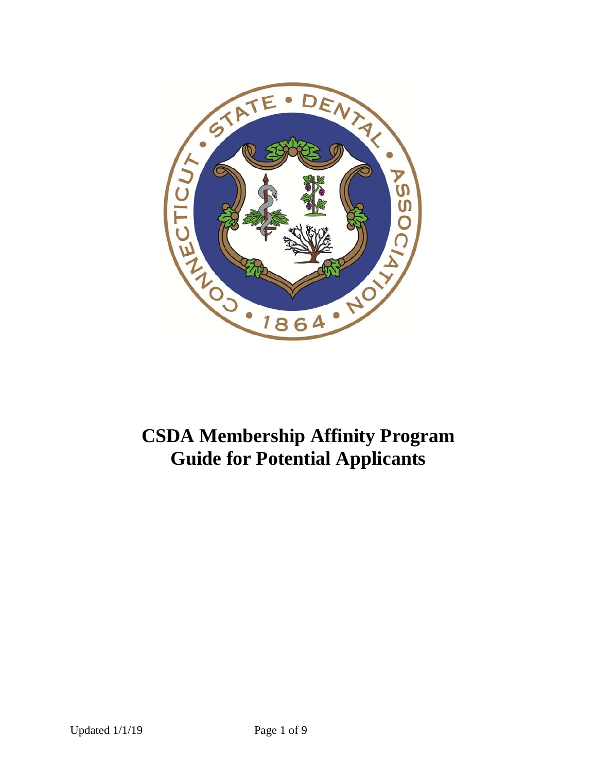# CSDA Membership Affinity Program Guide for Potential Applicants

Updated 1/1/19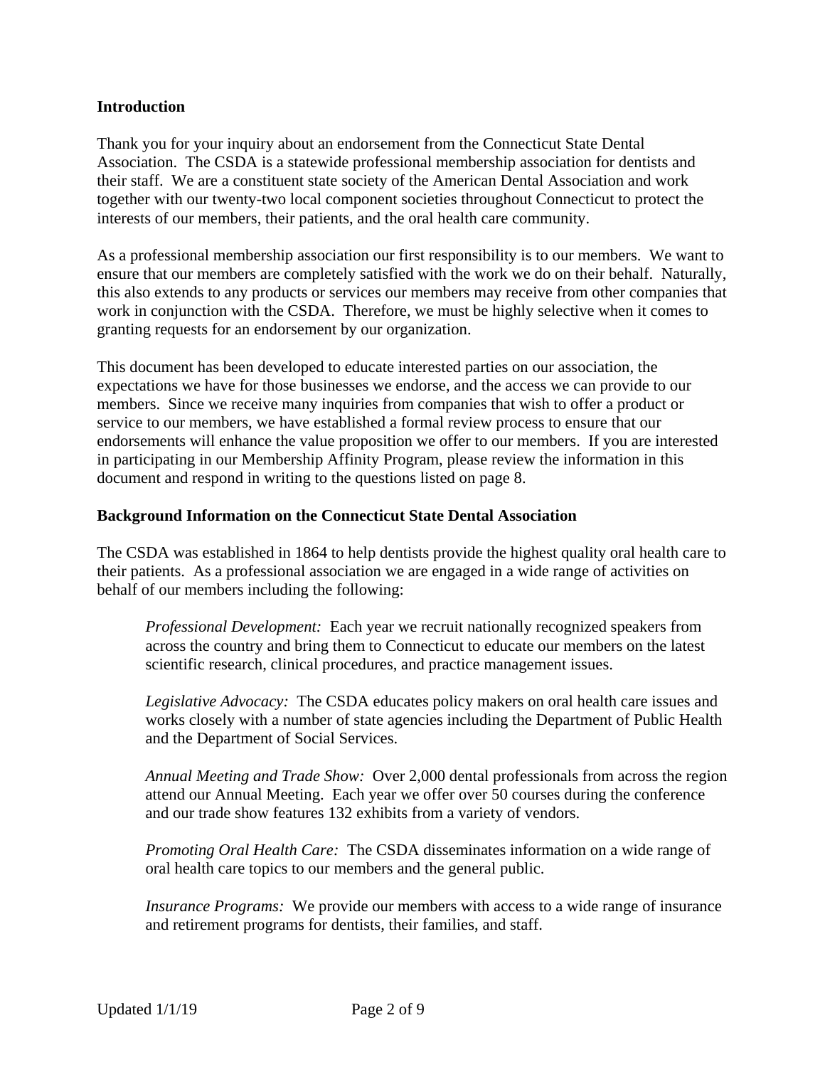**Introduction**

Thank you for your inquiry about an endorsement from the Connecticut State Dental Association. The CSDA is a statewide professional membership association for dentists and their staff. We are a constituent state society of the American Dental Association and work together with our twenty-two local component societies throughout Connecticut to protect the interests of our members, their patients, and the oral health care community.

As a professional membership association our first responsibility is to our members. We want to ensure that our members are completely satisfied with the work we do on their behalf. Naturally, this also extends to any products or services our members may receive from other companies that work in conjunction with the CSDA. Therefore, we must be highly selective when it comes to granting requests for an endorsement by our organization.

This document has been developed to educate interested parties on our association, the expectations we have for those businesses we endorse, and the access we can provide to our members. Since we receive many inquiries from companies that wish to offer a product or service to our members, we have established a formal review process to ensure that our endorsements will enhance the value proposition we offer to our members. If you are interested in participating in our Membership Affinity Program, please review the information in this document and respond in writing to the questions listed on page 8.

**Background Information on the Connecticut State Dental Association**

The CSDA was established in 1864 to help dentists provide the highest quality oral health care to their patients. As a professional association we are engaged in a wide range of activities on behalf of our members including the following:

*Professional Development:* Each year we recruit nationally recognized speakers from across the country and bring them to Connecticut to educate our members on the latest scientific research, clinical procedures, and practice management issues.

*Legislative Advocacy:* The CSDA educates policy makers on oral health care issues and works closely with a number of state agencies including the Department of Public Health and the Department of Social Services.

*Annual Meeting and Trade Show:* Over 2,000 dental professionals from across the region attend our Annual Meeting. Each year we offer over 50 courses during the conference and our trade show features 132 exhibits from a variety of vendors.

*Promoting Oral Health Care:* The CSDA disseminates information on a wide range of oral health care topics to our members and the general public.

*Insurance Programs:* We provide our members with access to a wide range of insurance and retirement programs for dentists, their families, and staff.

Updated 1/1/19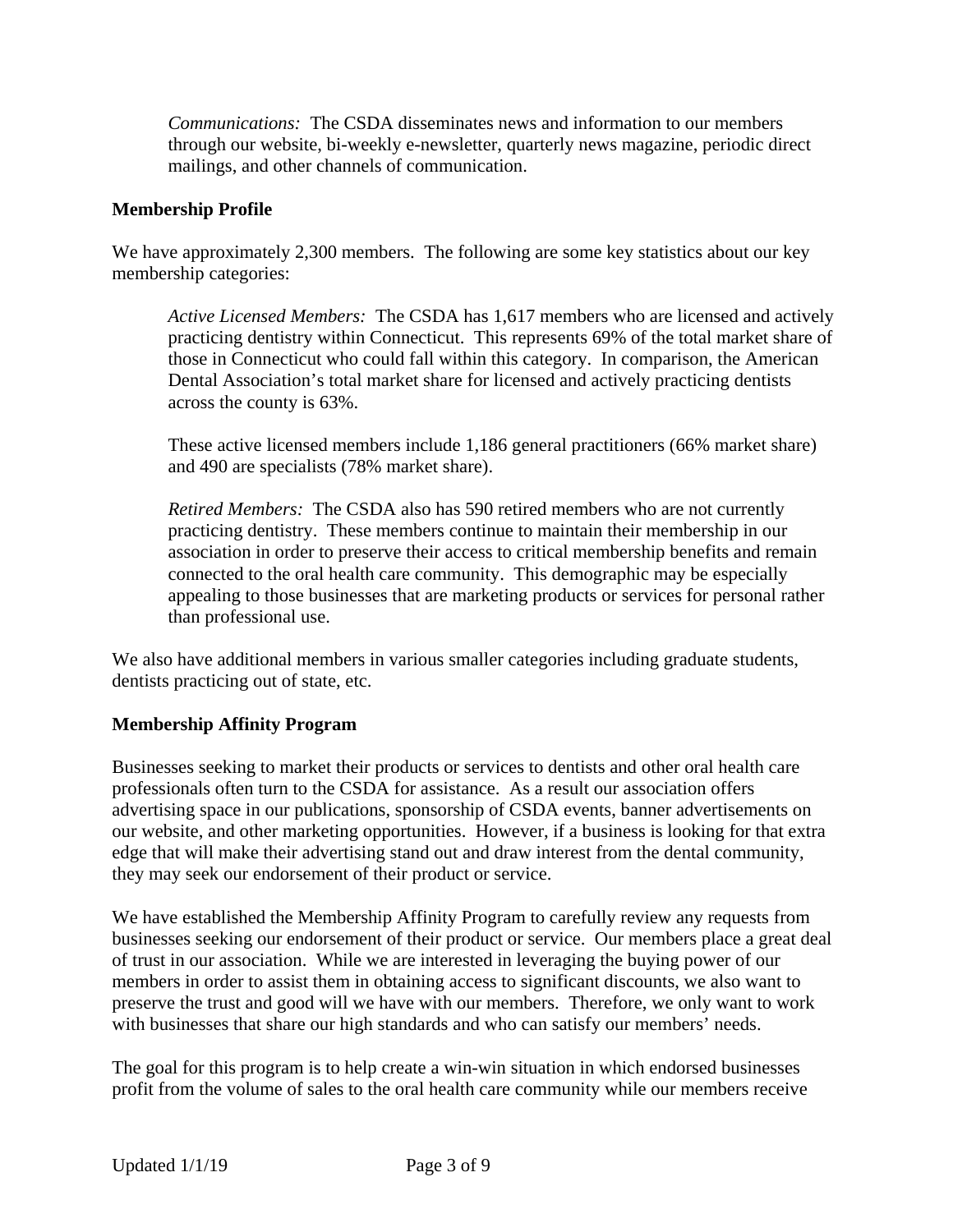*Communications:* The CSDA disseminates news and information to our members through our website, bi-weekly e-newsletter, quarterly news magazine, periodic direct mailings, and other channels of communication.

**Membership Profile**

We have approximately 2,300 members. The following are some key statistics about our key membership categories:

*Active Licensed Members:* The CSDA has 1,617 members who are licensed and actively practicing dentistry within Connecticut. This represents 69% of the total market share of those in Connecticut who could fall within this category. In comparison, the American Dental Association's total market share for licensed and actively practicing dentists across the county is 63%.

These active licensed members include 1,186 general practitioners (66% market share) and 490 are specialists (78% market share).

*Retired Members:* The CSDA also has 590 retired members who are not currently practicing dentistry. These members continue to maintain their membership in our association in order to preserve their access to critical membership benefits and remain connected to the oral health care community. This demographic may be especially appealing to those businesses that are marketing products or services for personal rather than professional use.

We also have additional members in various smaller categories including graduate students, dentists practicing out of state, etc.

**Membership Affinity Program**

Businesses seeking to market their products or services to dentists and other oral health care professionals often turn to the CSDA for assistance. As a result our association offers advertising space in our publications, sponsorship of CSDA events, banner advertisements on our website, and other marketing opportunities. However, if a business is looking for that extra edge that will make their advertising stand out and draw interest from the dental community, they may seek our endorsement of their product or service.

We have established the Membership Affinity Program to carefully review any requests from businesses seeking our endorsement of their product or service. Our members place a great deal of trust in our association. While we are interested in leveraging the buying power of our members in order to assist them in obtaining access to significant discounts, we also want to preserve the trust and good will we have with our members. Therefore, we only want to work with businesses that share our high standards and who can satisfy our members' needs.

The goal for this program is to help create a win-win situation in which endorsed businesses profit from the volume of sales to the oral health care community while our members receive

Updated 1/1/19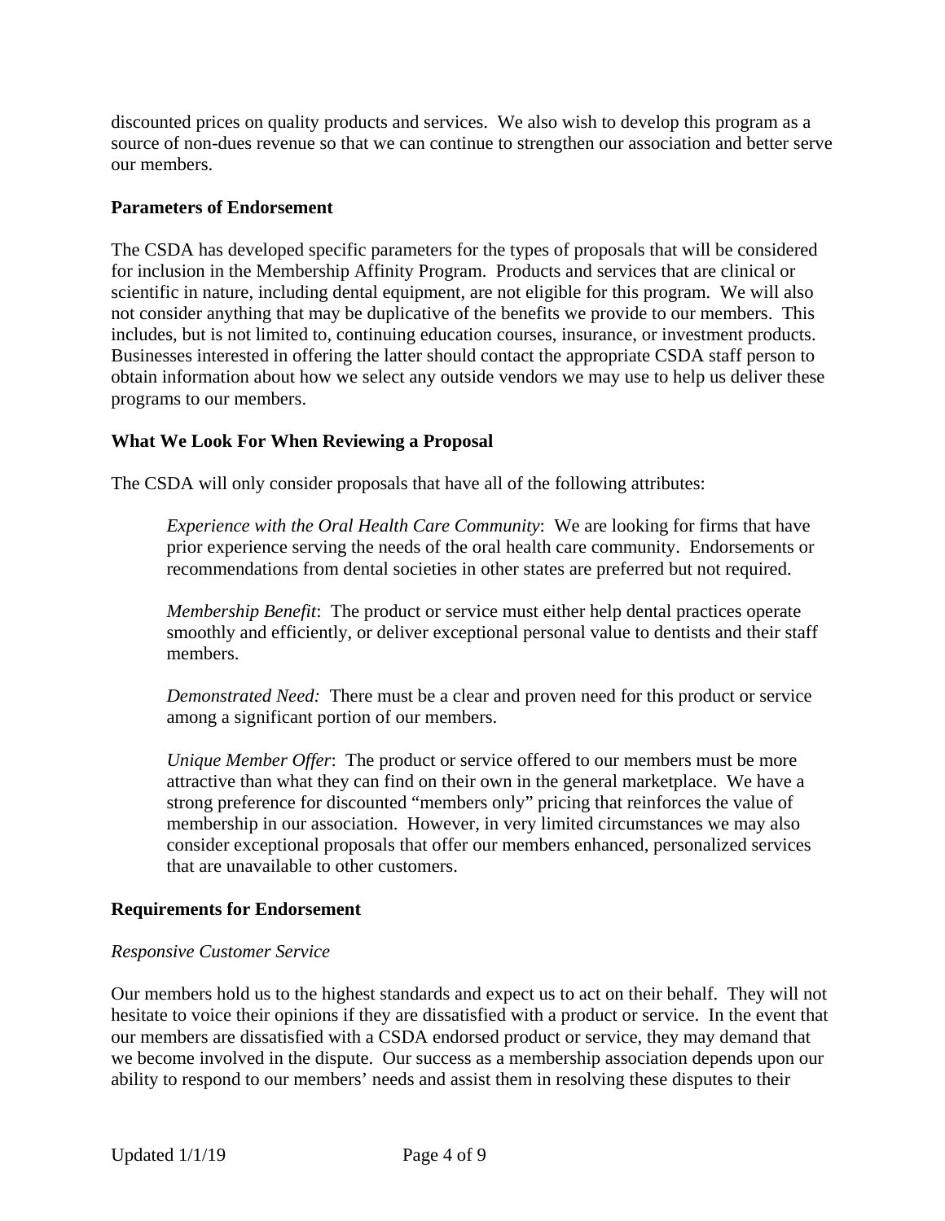discounted prices on quality products and services. We also wish to develop this program as a source of non-dues revenue so that we can continue to strengthen our association and better serve our members.

**Parameters of Endorsement**

The CSDA has developed specific parameters for the types of proposals that will be considered for inclusion in the Membership Affinity Program. Products and services that are clinical or scientific in nature, including dental equipment, are not eligible for this program. We will also not consider anything that may be duplicative of the benefits we provide to our members. This includes, but is not limited to, continuing education courses, insurance, or investment products. Businesses interested in offering the latter should contact the appropriate CSDA staff person to obtain information about how we select any outside vendors we may use to help us deliver these programs to our members.

**What We Look For When Reviewing a Proposal**

The CSDA will only consider proposals that have all of the following attributes:

> *Experience with the Oral Health Care Community*: We are looking for firms that have prior experience serving the needs of the oral health care community. Endorsements or recommendations from dental societies in other states are preferred but not required.
>
> *Membership Benefit*: The product or service must either help dental practices operate smoothly and efficiently, or deliver exceptional personal value to dentists and their staff members.
>
> *Demonstrated Need:* There must be a clear and proven need for this product or service among a significant portion of our members.
>
> *Unique Member Offer*: The product or service offered to our members must be more attractive than what they can find on their own in the general marketplace. We have a strong preference for discounted "members only" pricing that reinforces the value of membership in our association. However, in very limited circumstances we may also consider exceptional proposals that offer our members enhanced, personalized services that are unavailable to other customers.

**Requirements for Endorsement**

*Responsive Customer Service*

Our members hold us to the highest standards and expect us to act on their behalf. They will not hesitate to voice their opinions if they are dissatisfied with a product or service. In the event that our members are dissatisfied with a CSDA endorsed product or service, they may demand that we become involved in the dispute. Our success as a membership association depends upon our ability to respond to our members' needs and assist them in resolving these disputes to their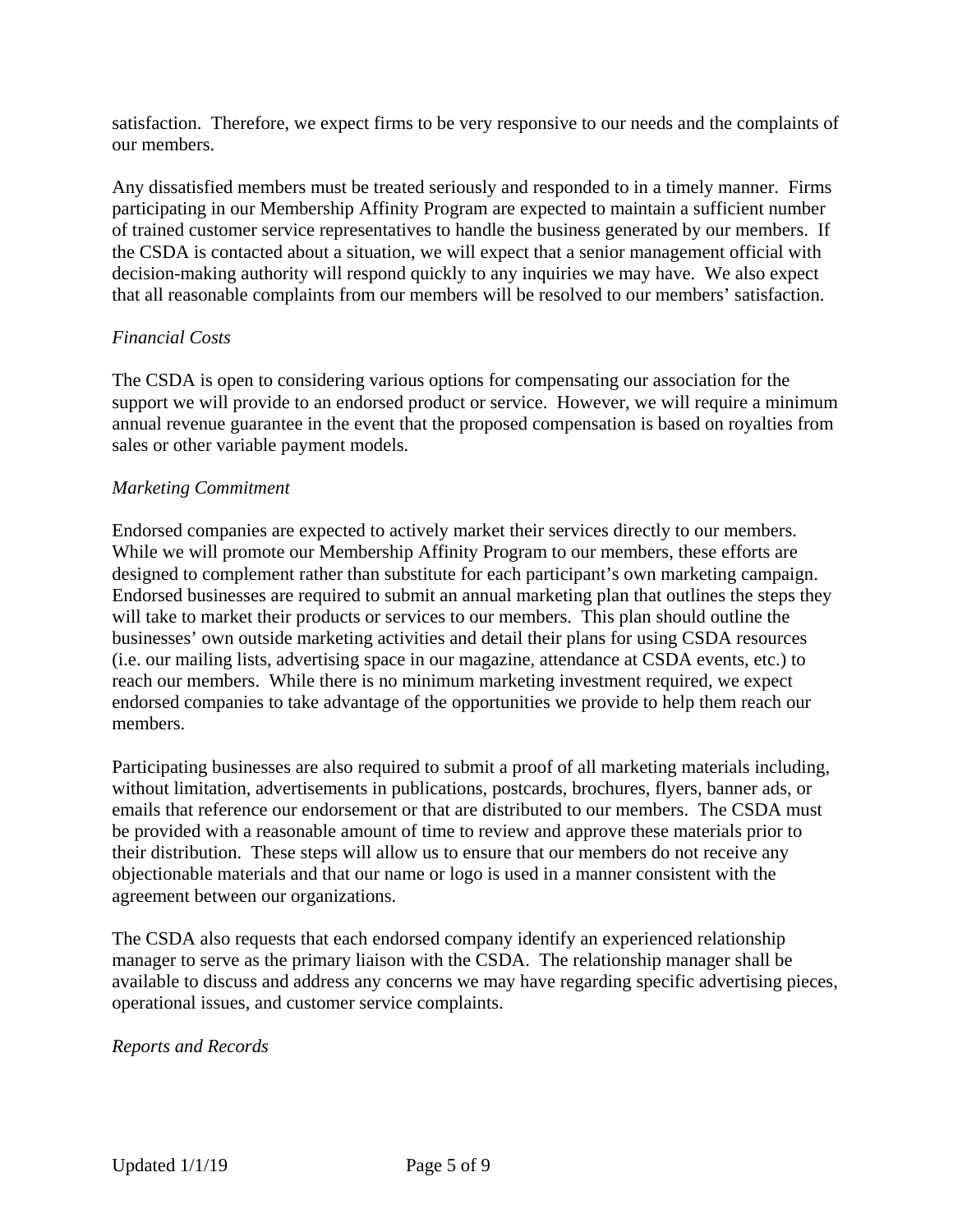satisfaction. Therefore, we expect firms to be very responsive to our needs and the complaints of our members.

Any dissatisfied members must be treated seriously and responded to in a timely manner. Firms participating in our Membership Affinity Program are expected to maintain a sufficient number of trained customer service representatives to handle the business generated by our members. If the CSDA is contacted about a situation, we will expect that a senior management official with decision-making authority will respond quickly to any inquiries we may have. We also expect that all reasonable complaints from our members will be resolved to our members' satisfaction.

*Financial Costs*

The CSDA is open to considering various options for compensating our association for the support we will provide to an endorsed product or service. However, we will require a minimum annual revenue guarantee in the event that the proposed compensation is based on royalties from sales or other variable payment models.

*Marketing Commitment*

Endorsed companies are expected to actively market their services directly to our members. While we will promote our Membership Affinity Program to our members, these efforts are designed to complement rather than substitute for each participant's own marketing campaign. Endorsed businesses are required to submit an annual marketing plan that outlines the steps they will take to market their products or services to our members. This plan should outline the businesses' own outside marketing activities and detail their plans for using CSDA resources (i.e. our mailing lists, advertising space in our magazine, attendance at CSDA events, etc.) to reach our members. While there is no minimum marketing investment required, we expect endorsed companies to take advantage of the opportunities we provide to help them reach our members.

Participating businesses are also required to submit a proof of all marketing materials including, without limitation, advertisements in publications, postcards, brochures, flyers, banner ads, or emails that reference our endorsement or that are distributed to our members. The CSDA must be provided with a reasonable amount of time to review and approve these materials prior to their distribution. These steps will allow us to ensure that our members do not receive any objectionable materials and that our name or logo is used in a manner consistent with the agreement between our organizations.

The CSDA also requests that each endorsed company identify an experienced relationship manager to serve as the primary liaison with the CSDA. The relationship manager shall be available to discuss and address any concerns we may have regarding specific advertising pieces, operational issues, and customer service complaints.

*Reports and Records*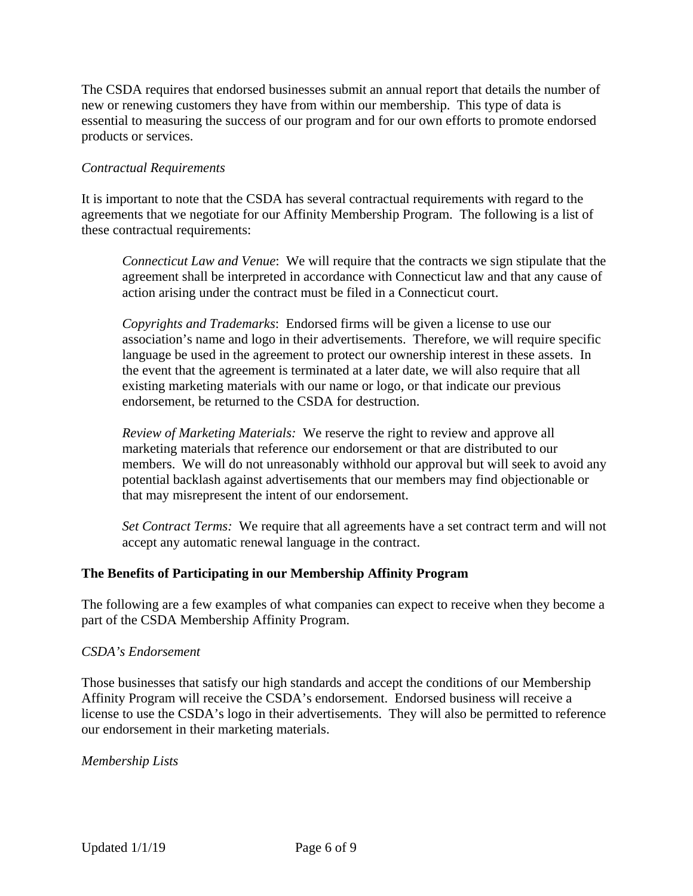The CSDA requires that endorsed businesses submit an annual report that details the number of new or renewing customers they have from within our membership. This type of data is essential to measuring the success of our program and for our own efforts to promote endorsed products or services.

*Contractual Requirements*

It is important to note that the CSDA has several contractual requirements with regard to the agreements that we negotiate for our Affinity Membership Program. The following is a list of these contractual requirements:

> *Connecticut Law and Venue*: We will require that the contracts we sign stipulate that the agreement shall be interpreted in accordance with Connecticut law and that any cause of action arising under the contract must be filed in a Connecticut court.
>
> *Copyrights and Trademarks*: Endorsed firms will be given a license to use our association's name and logo in their advertisements. Therefore, we will require specific language be used in the agreement to protect our ownership interest in these assets. In the event that the agreement is terminated at a later date, we will also require that all existing marketing materials with our name or logo, or that indicate our previous endorsement, be returned to the CSDA for destruction.
>
> *Review of Marketing Materials:* We reserve the right to review and approve all marketing materials that reference our endorsement or that are distributed to our members. We will do not unreasonably withhold our approval but will seek to avoid any potential backlash against advertisements that our members may find objectionable or that may misrepresent the intent of our endorsement.
>
> *Set Contract Terms:* We require that all agreements have a set contract term and will not accept any automatic renewal language in the contract.

**The Benefits of Participating in our Membership Affinity Program**

The following are a few examples of what companies can expect to receive when they become a part of the CSDA Membership Affinity Program.

*CSDA's Endorsement*

Those businesses that satisfy our high standards and accept the conditions of our Membership Affinity Program will receive the CSDA's endorsement. Endorsed business will receive a license to use the CSDA's logo in their advertisements. They will also be permitted to reference our endorsement in their marketing materials.

*Membership Lists*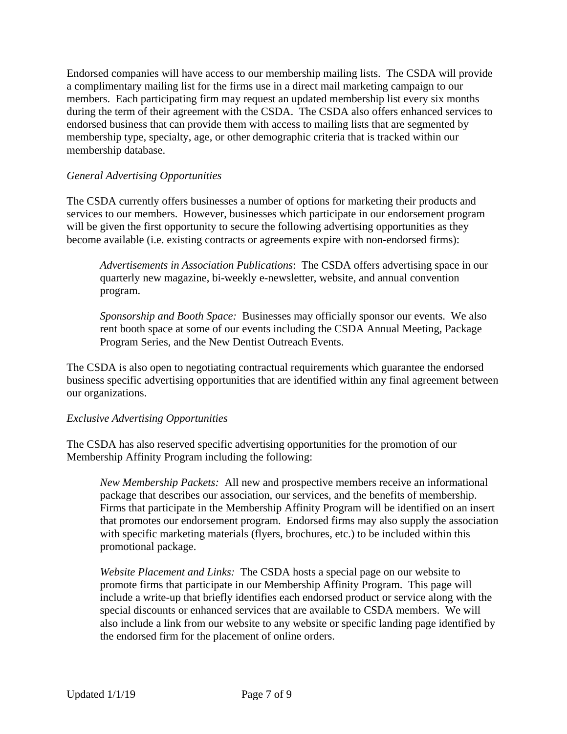Endorsed companies will have access to our membership mailing lists. The CSDA will provide a complimentary mailing list for the firms use in a direct mail marketing campaign to our members. Each participating firm may request an updated membership list every six months during the term of their agreement with the CSDA. The CSDA also offers enhanced services to endorsed business that can provide them with access to mailing lists that are segmented by membership type, specialty, age, or other demographic criteria that is tracked within our membership database.

*General Advertising Opportunities*

The CSDA currently offers businesses a number of options for marketing their products and services to our members. However, businesses which participate in our endorsement program will be given the first opportunity to secure the following advertising opportunities as they become available (i.e. existing contracts or agreements expire with non-endorsed firms):

> *Advertisements in Association Publications*: The CSDA offers advertising space in our quarterly new magazine, bi-weekly e-newsletter, website, and annual convention program.
>
> *Sponsorship and Booth Space:* Businesses may officially sponsor our events. We also rent booth space at some of our events including the CSDA Annual Meeting, Package Program Series, and the New Dentist Outreach Events.

The CSDA is also open to negotiating contractual requirements which guarantee the endorsed business specific advertising opportunities that are identified within any final agreement between our organizations.

*Exclusive Advertising Opportunities*

The CSDA has also reserved specific advertising opportunities for the promotion of our Membership Affinity Program including the following:

> *New Membership Packets:* All new and prospective members receive an informational package that describes our association, our services, and the benefits of membership. Firms that participate in the Membership Affinity Program will be identified on an insert that promotes our endorsement program. Endorsed firms may also supply the association with specific marketing materials (flyers, brochures, etc.) to be included within this promotional package.
>
> *Website Placement and Links:* The CSDA hosts a special page on our website to promote firms that participate in our Membership Affinity Program. This page will include a write-up that briefly identifies each endorsed product or service along with the special discounts or enhanced services that are available to CSDA members. We will also include a link from our website to any website or specific landing page identified by the endorsed firm for the placement of online orders.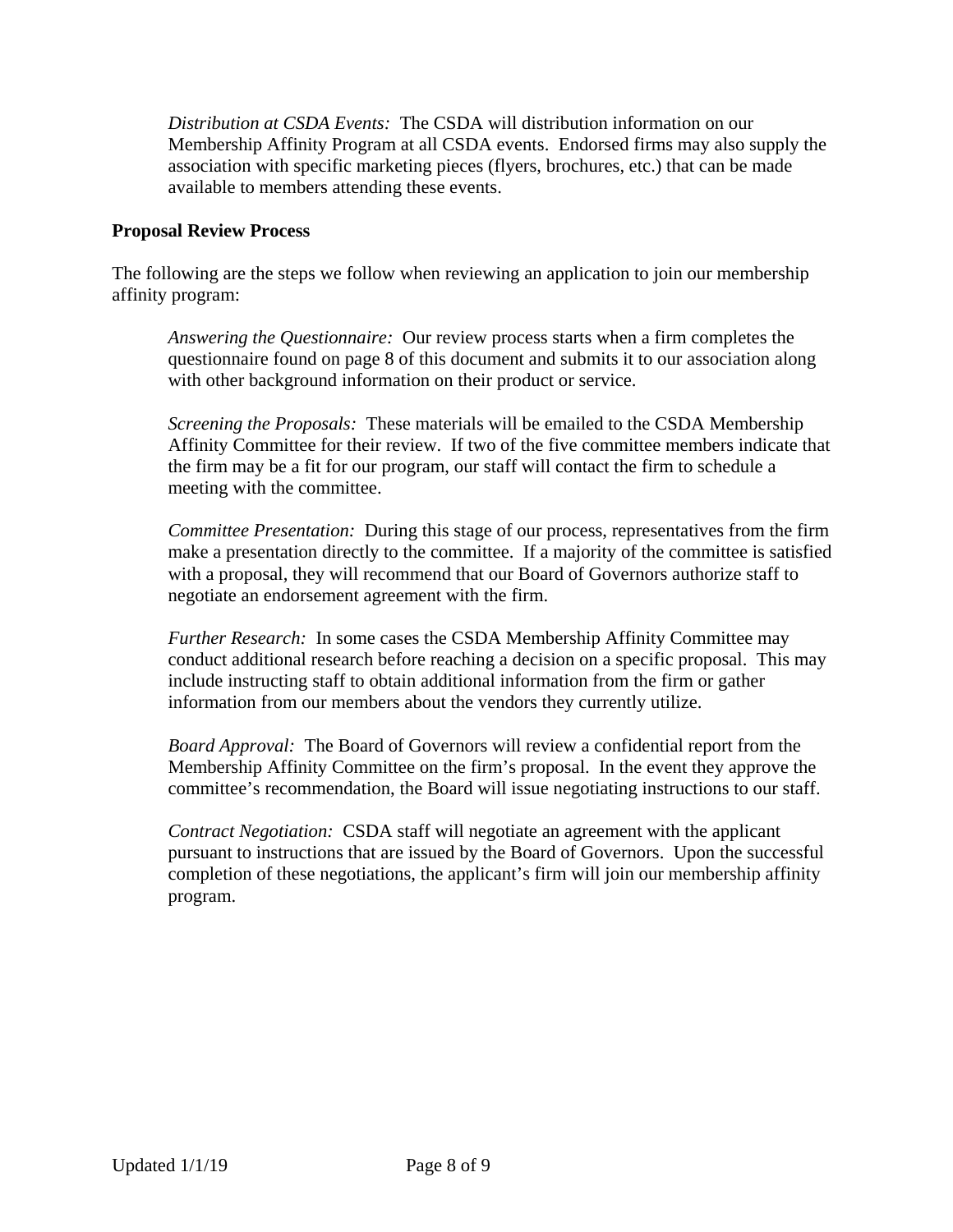*Distribution at CSDA Events:* The CSDA will distribution information on our Membership Affinity Program at all CSDA events. Endorsed firms may also supply the association with specific marketing pieces (flyers, brochures, etc.) that can be made available to members attending these events.

**Proposal Review Process**

The following are the steps we follow when reviewing an application to join our membership affinity program:

*Answering the Questionnaire:* Our review process starts when a firm completes the questionnaire found on page 8 of this document and submits it to our association along with other background information on their product or service.

*Screening the Proposals:* These materials will be emailed to the CSDA Membership Affinity Committee for their review. If two of the five committee members indicate that the firm may be a fit for our program, our staff will contact the firm to schedule a meeting with the committee.

*Committee Presentation:* During this stage of our process, representatives from the firm make a presentation directly to the committee. If a majority of the committee is satisfied with a proposal, they will recommend that our Board of Governors authorize staff to negotiate an endorsement agreement with the firm.

*Further Research:* In some cases the CSDA Membership Affinity Committee may conduct additional research before reaching a decision on a specific proposal. This may include instructing staff to obtain additional information from the firm or gather information from our members about the vendors they currently utilize.

*Board Approval:* The Board of Governors will review a confidential report from the Membership Affinity Committee on the firm's proposal. In the event they approve the committee's recommendation, the Board will issue negotiating instructions to our staff.

*Contract Negotiation:* CSDA staff will negotiate an agreement with the applicant pursuant to instructions that are issued by the Board of Governors. Upon the successful completion of these negotiations, the applicant's firm will join our membership affinity program.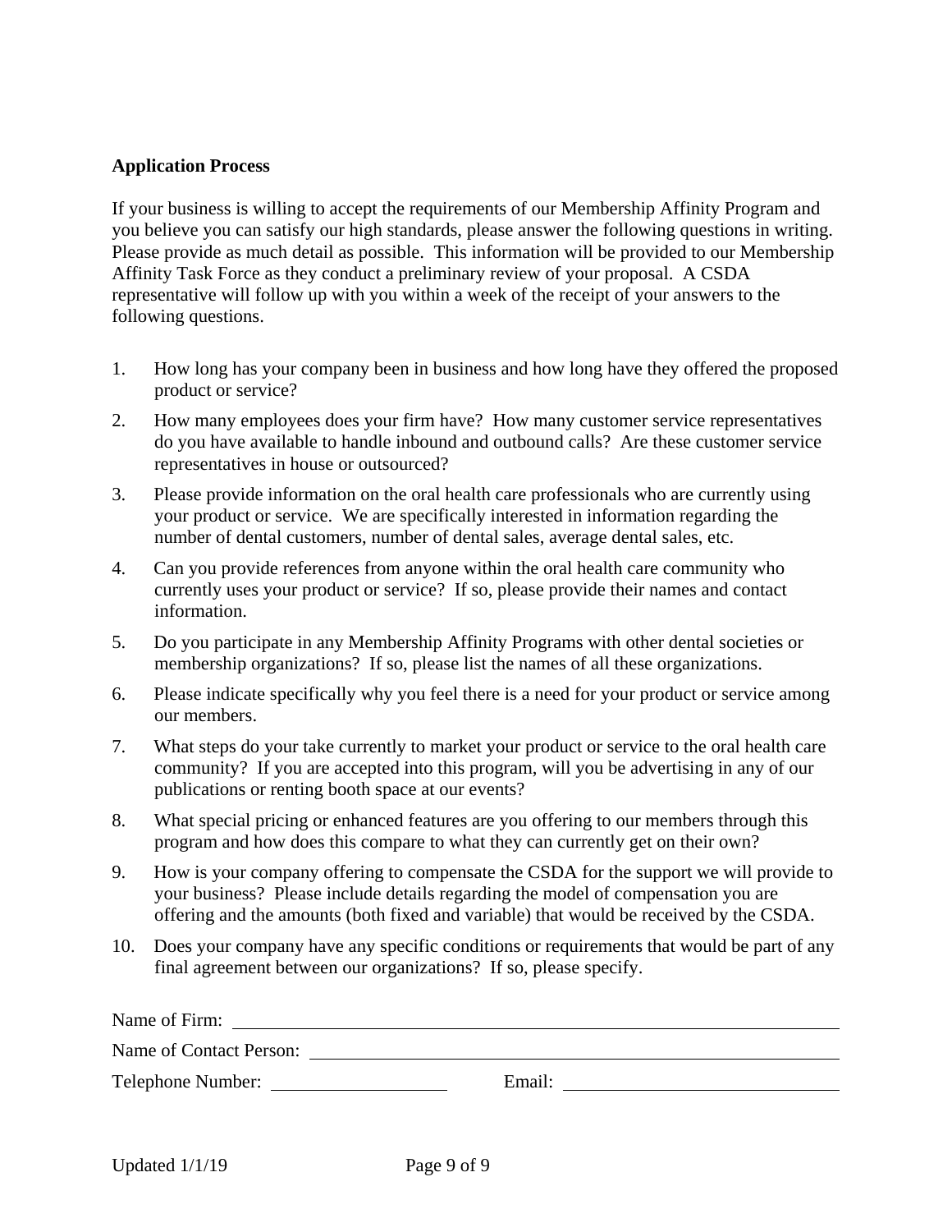**Application Process**

If your business is willing to accept the requirements of our Membership Affinity Program and you believe you can satisfy our high standards, please answer the following questions in writing. Please provide as much detail as possible. This information will be provided to our Membership Affinity Task Force as they conduct a preliminary review of your proposal. A CSDA representative will follow up with you within a week of the receipt of your answers to the following questions.

1. How long has your company been in business and how long have they offered the proposed product or service?
2. How many employees does your firm have? How many customer service representatives do you have available to handle inbound and outbound calls? Are these customer service representatives in house or outsourced?
3. Please provide information on the oral health care professionals who are currently using your product or service. We are specifically interested in information regarding the number of dental customers, number of dental sales, average dental sales, etc.
4. Can you provide references from anyone within the oral health care community who currently uses your product or service? If so, please provide their names and contact information.
5. Do you participate in any Membership Affinity Programs with other dental societies or membership organizations? If so, please list the names of all these organizations.
6. Please indicate specifically why you feel there is a need for your product or service among our members.
7. What steps do your take currently to market your product or service to the oral health care community? If you are accepted into this program, will you be advertising in any of our publications or renting booth space at our events?
8. What special pricing or enhanced features are you offering to our members through this program and how does this compare to what they can currently get on their own?
9. How is your company offering to compensate the CSDA for the support we will provide to your business? Please include details regarding the model of compensation you are offering and the amounts (both fixed and variable) that would be received by the CSDA.
10. Does your company have any specific conditions or requirements that would be part of any final agreement between our organizations? If so, please specify.

Name of Firm: ____________________

Name of Contact Person: ____________________

Telephone Number: ____________________ Email: ____________________

Updated 1/1/19